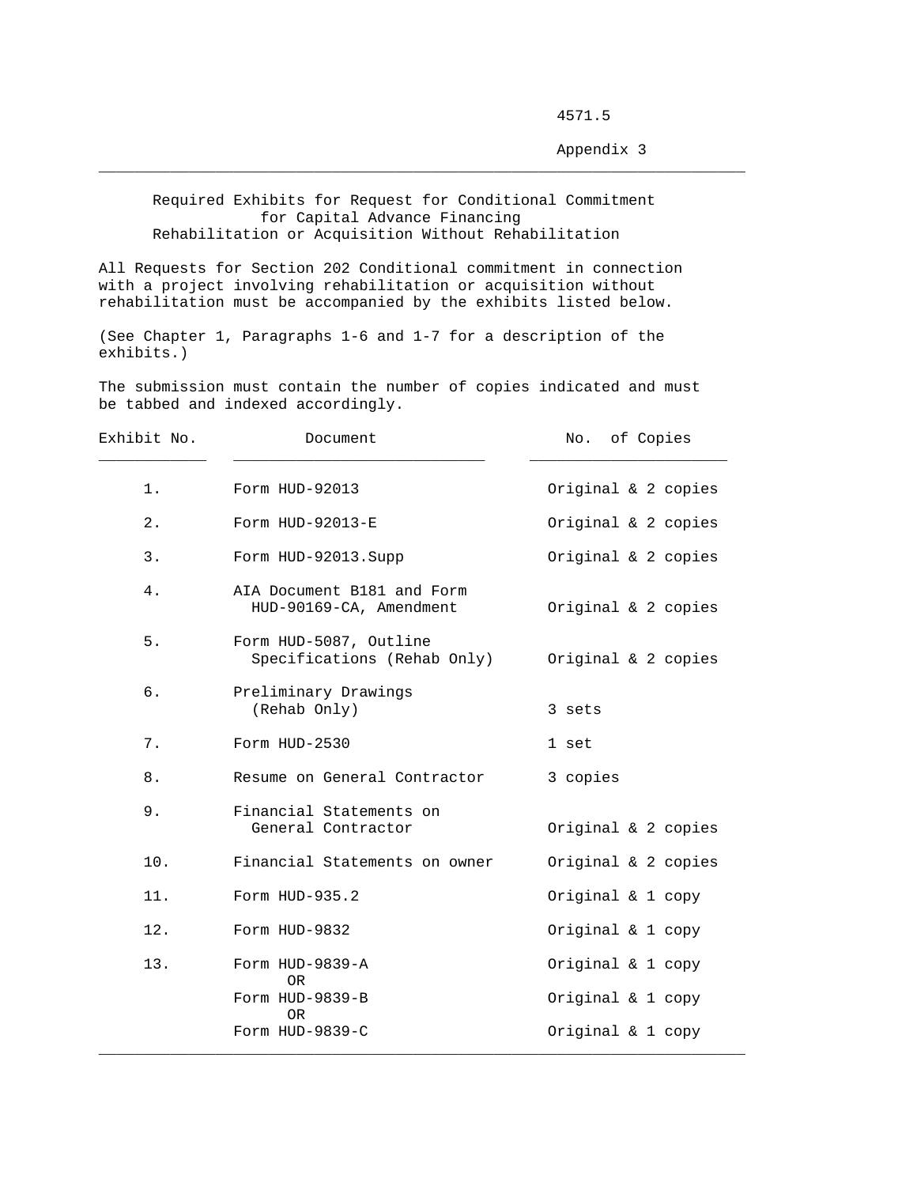4571.5

Appendix 3

## Required Exhibits for Request for Conditional Commitment for Capital Advance Financing Rehabilitation or Acquisition Without Rehabilitation

All Requests for Section 202 Conditional commitment in connection with a project involving rehabilitation or acquisition without rehabilitation must be accompanied by the exhibits listed below.

(See Chapter 1, Paragraphs 1-6 and 1-7 for a description of the exhibits.)

The submission must contain the number of copies indicated and must be tabbed and indexed accordingly.

| Exhibit No. | Document | No. of Copies |
|---|---|---|
| 1. | Form HUD-92013 | Original & 2 copies |
| 2. | Form HUD-92013-E | Original & 2 copies |
| 3. | Form HUD-92013.Supp | Original & 2 copies |
| 4. | AIA Document B181 and Form HUD-90169-CA, Amendment | Original & 2 copies |
| 5. | Form HUD-5087, Outline Specifications (Rehab Only) | Original & 2 copies |
| 6. | Preliminary Drawings (Rehab Only) | 3 sets |
| 7. | Form HUD-2530 | 1 set |
| 8. | Resume on General Contractor | 3 copies |
| 9. | Financial Statements on General Contractor | Original & 2 copies |
| 10. | Financial Statements on owner | Original & 2 copies |
| 11. | Form HUD-935.2 | Original & 1 copy |
| 12. | Form HUD-9832 | Original & 1 copy |
| 13. | Form HUD-9839-A | Original & 1 copy |
| | OR | |
| | Form HUD-9839-B | Original & 1 copy |
| | OR | |
| | Form HUD-9839-C | Original & 1 copy |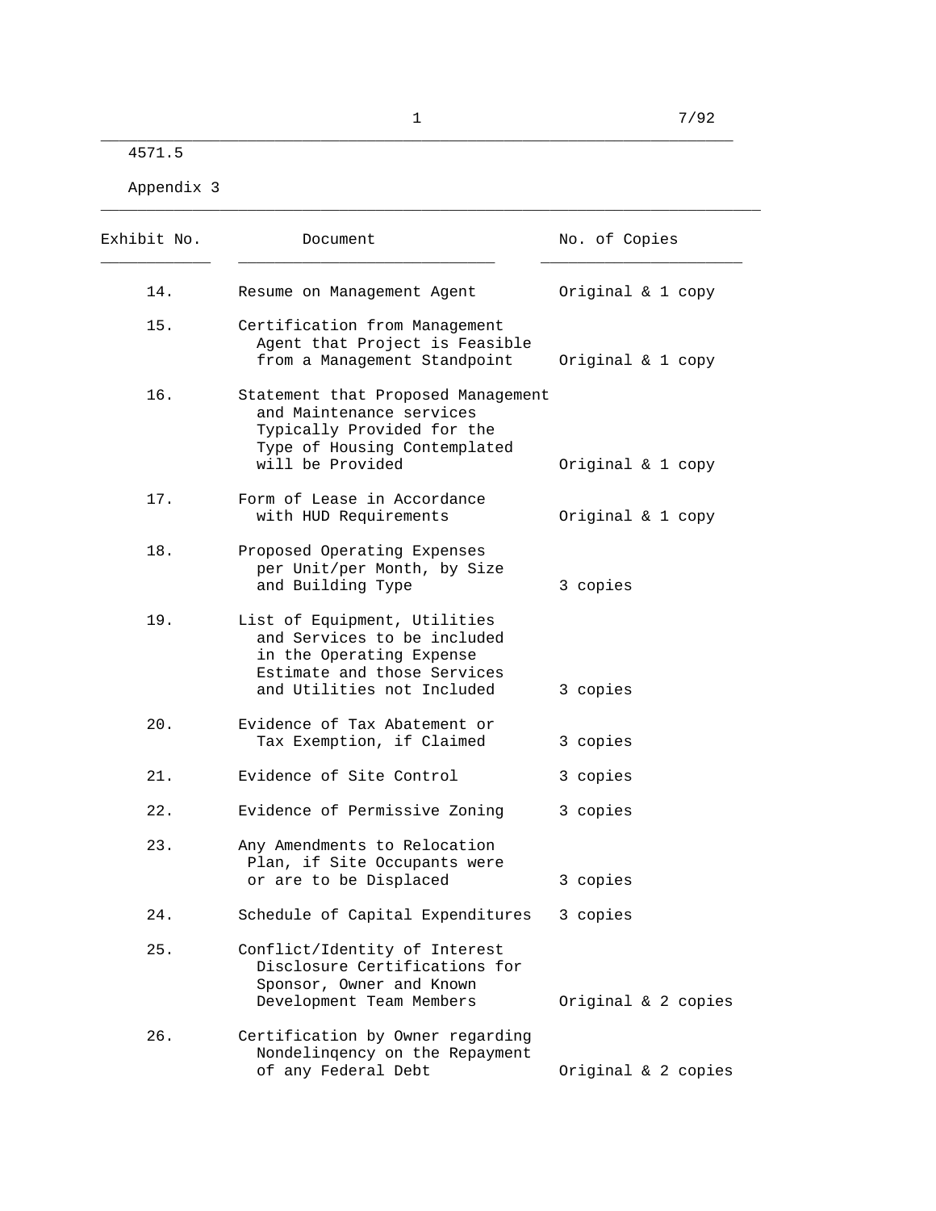4571.5

Appendix 3

| Exhibit No. | Document | No. of Copies |
|---|---|---|
| 14. | Resume on Management Agent | Original & 1 copy |
| 15. | Certification from Management Agent that Project is Feasible from a Management Standpoint | Original & 1 copy |
| 16. | Statement that Proposed Management and Maintenance services Typically Provided for the Type of Housing Contemplated will be Provided | Original & 1 copy |
| 17. | Form of Lease in Accordance with HUD Requirements | Original & 1 copy |
| 18. | Proposed Operating Expenses per Unit/per Month, by Size and Building Type | 3 copies |
| 19. | List of Equipment, Utilities and Services to be included in the Operating Expense Estimate and those Services and Utilities not Included | 3 copies |
| 20. | Evidence of Tax Abatement or Tax Exemption, if Claimed | 3 copies |
| 21. | Evidence of Site Control | 3 copies |
| 22. | Evidence of Permissive Zoning | 3 copies |
| 23. | Any Amendments to Relocation Plan, if Site Occupants were or are to be Displaced | 3 copies |
| 24. | Schedule of Capital Expenditures | 3 copies |
| 25. | Conflict/Identity of Interest Disclosure Certifications for Sponsor, Owner and Known Development Team Members | Original & 2 copies |
| 26. | Certification by Owner regarding Nondelinqency on the Repayment of any Federal Debt | Original & 2 copies |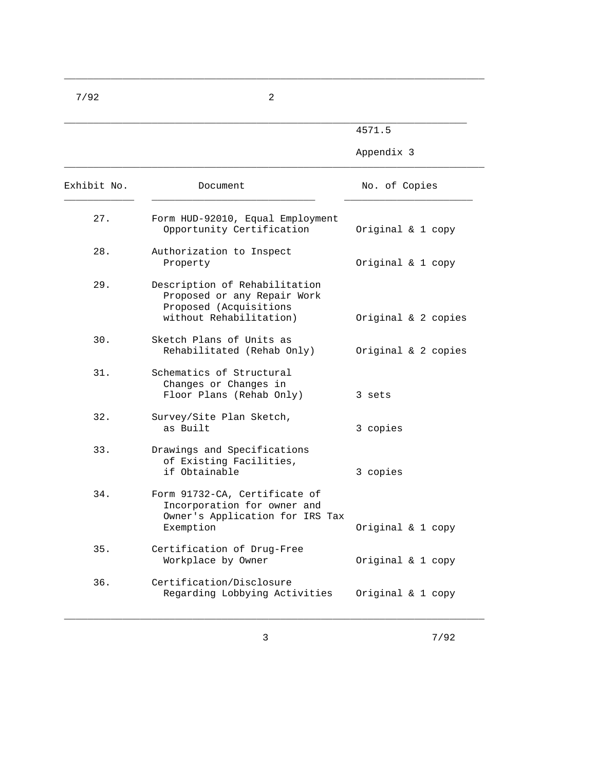4571.5

Appendix 3

| Exhibit No. | Document | No. of Copies |
| --- | --- | --- |
| 27. | Form HUD-92010, Equal Employment Opportunity Certification | Original & 1 copy |
| 28. | Authorization to Inspect Property | Original & 1 copy |
| 29. | Description of Rehabilitation Proposed or any Repair Work Proposed (Acquisitions without Rehabilitation) | Original & 2 copies |
| 30. | Sketch Plans of Units as Rehabilitated (Rehab Only) | Original & 2 copies |
| 31. | Schematics of Structural Changes or Changes in Floor Plans (Rehab Only) | 3 sets |
| 32. | Survey/Site Plan Sketch, as Built | 3 copies |
| 33. | Drawings and Specifications of Existing Facilities, if Obtainable | 3 copies |
| 34. | Form 91732-CA, Certificate of Incorporation for owner and Owner's Application for IRS Tax Exemption | Original & 1 copy |
| 35. | Certification of Drug-Free Workplace by Owner | Original & 1 copy |
| 36. | Certification/Disclosure Regarding Lobbying Activities | Original & 1 copy |